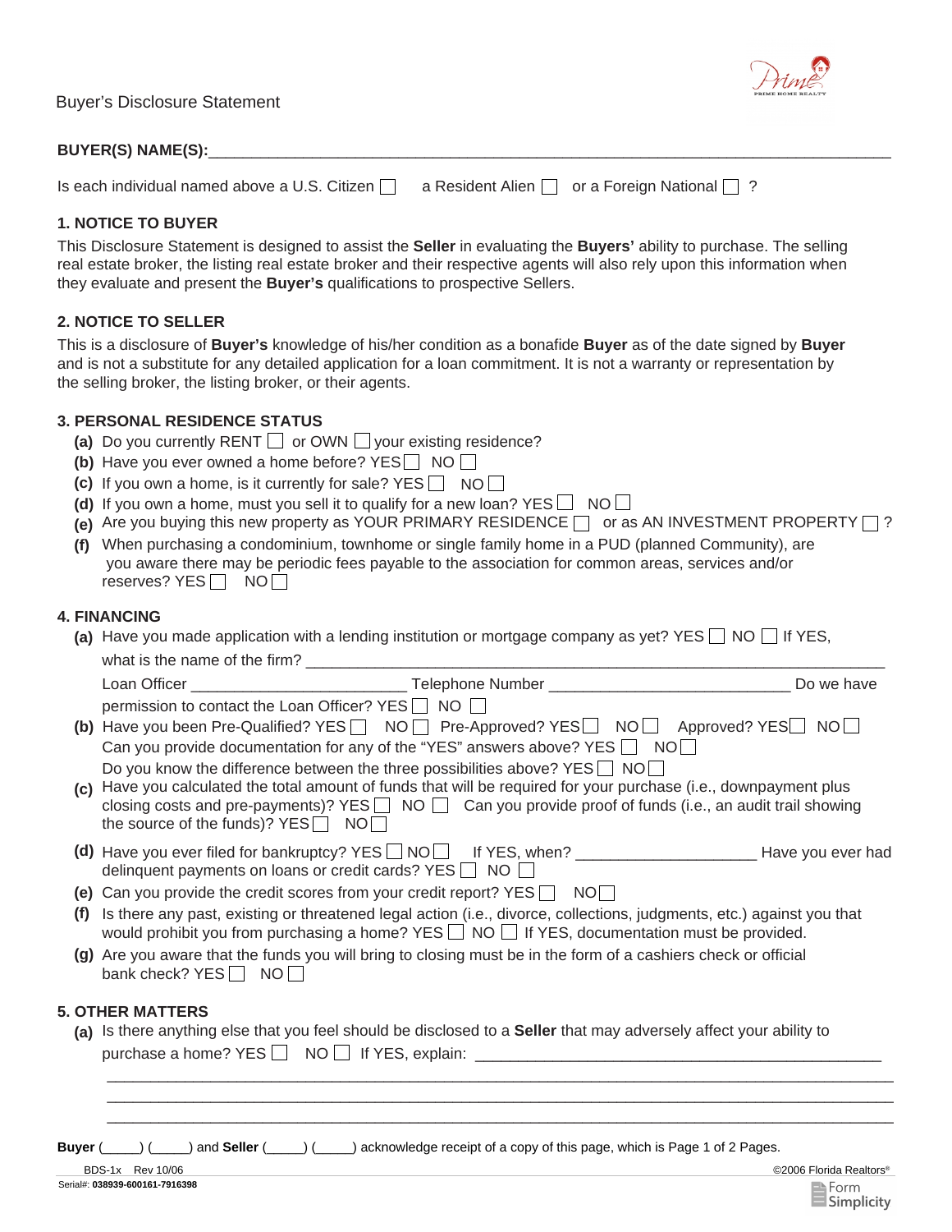Buyer's Disclosure Statement

**BUYER(S) NAME(S):**\_\_\_\_\_\_\_\_\_\_\_\_\_\_\_\_\_\_\_\_\_\_\_\_\_\_\_\_\_\_\_\_\_\_\_\_\_\_\_\_\_\_\_\_\_\_\_\_\_\_\_\_\_\_\_\_\_\_\_\_\_\_\_\_\_\_\_\_\_\_\_\_

Is each individual named above a U.S. Citizen ☐ a Resident Alien ☐ or a Foreign National ☐ ?

### 1. NOTICE TO BUYER

This Disclosure Statement is designed to assist the **Seller** in evaluating the **Buyers'** ability to purchase. The selling real estate broker, the listing real estate broker and their respective agents will also rely upon this information when they evaluate and present the **Buyer's** qualifications to prospective Sellers.

### 2. NOTICE TO SELLER

This is a disclosure of **Buyer's** knowledge of his/her condition as a bonafide **Buyer** as of the date signed by **Buyer** and is not a substitute for any detailed application for a loan commitment. It is not a warranty or representation by the selling broker, the listing broker, or their agents.

### 3. PERSONAL RESIDENCE STATUS

**(a)** Do you currently RENT ☐ or OWN ☐ your existing residence?

**(b)** Have you ever owned a home before? YES ☐ NO ☐

**(c)** If you own a home, is it currently for sale? YES ☐ NO ☐

**(d)** If you own a home, must you sell it to qualify for a new loan? YES ☐ NO ☐

**(e)** Are you buying this new property as YOUR PRIMARY RESIDENCE ☐ or as AN INVESTMENT PROPERTY ☐ ?

**(f)** When purchasing a condominium, townhome or single family home in a PUD (planned Community), are you aware there may be periodic fees payable to the association for common areas, services and/or reserves? YES ☐ NO ☐

### 4. FINANCING

**(a)** Have you made application with a lending institution or mortgage company as yet? YES ☐ NO ☐ If YES, what is the name of the firm? \_\_\_\_\_\_\_\_\_\_\_\_\_\_\_\_\_\_\_\_\_\_\_\_\_\_\_\_\_\_\_\_\_\_\_\_\_\_\_\_\_\_\_\_\_\_\_\_\_\_
Loan Officer \_\_\_\_\_\_\_\_\_\_\_\_\_\_\_\_\_\_\_\_\_\_\_\_ Telephone Number \_\_\_\_\_\_\_\_\_\_\_\_\_\_\_\_\_\_\_\_\_\_\_\_\_\_ Do we have permission to contact the Loan Officer? YES ☐ NO ☐

**(b)** Have you been Pre-Qualified? YES ☐ NO ☐ Pre-Approved? YES ☐ NO ☐ Approved? YES ☐ NO ☐
Can you provide documentation for any of the "YES" answers above? YES ☐ NO ☐
Do you know the difference between the three possibilities above? YES ☐ NO ☐

**(c)** Have you calculated the total amount of funds that will be required for your purchase (i.e., downpayment plus closing costs and pre-payments)? YES ☐ NO ☐ Can you provide proof of funds (i.e., an audit trail showing the source of the funds)? YES ☐ NO ☐

**(d)** Have you ever filed for bankruptcy? YES ☐ NO ☐ If YES, when? \_\_\_\_\_\_\_\_\_\_\_\_\_\_\_\_\_\_\_\_ Have you ever had delinquent payments on loans or credit cards? YES ☐ NO ☐

**(e)** Can you provide the credit scores from your credit report? YES ☐ NO ☐

**(f)** Is there any past, existing or threatened legal action (i.e., divorce, collections, judgments, etc.) against you that would prohibit you from purchasing a home? YES ☐ NO ☐ If YES, documentation must be provided.

**(g)** Are you aware that the funds you will bring to closing must be in the form of a cashiers check or official bank check? YES ☐ NO ☐

### 5. OTHER MATTERS

**(a)** Is there anything else that you feel should be disclosed to a **Seller** that may adversely affect your ability to purchase a home? YES ☐ NO ☐ If YES, explain: \_\_\_\_\_\_\_\_\_\_\_\_\_\_\_\_\_\_\_\_\_\_\_\_\_\_\_\_\_\_\_\_\_\_\_\_\_\_\_\_\_\_\_\_
\_\_\_\_\_\_\_\_\_\_\_\_\_\_\_\_\_\_\_\_\_\_\_\_\_\_\_\_\_\_\_\_\_\_\_\_\_\_\_\_\_\_\_\_\_\_\_\_\_\_\_\_\_\_\_\_\_\_\_\_\_\_\_\_\_\_\_\_\_\_\_\_\_\_\_\_\_\_\_\_
\_\_\_\_\_\_\_\_\_\_\_\_\_\_\_\_\_\_\_\_\_\_\_\_\_\_\_\_\_\_\_\_\_\_\_\_\_\_\_\_\_\_\_\_\_\_\_\_\_\_\_\_\_\_\_\_\_\_\_\_\_\_\_\_\_\_\_\_\_\_\_\_\_\_\_\_\_\_\_\_
\_\_\_\_\_\_\_\_\_\_\_\_\_\_\_\_\_\_\_\_\_\_\_\_\_\_\_\_\_\_\_\_\_\_\_\_\_\_\_\_\_\_\_\_\_\_\_\_\_\_\_\_\_\_\_\_\_\_\_\_\_\_\_\_\_\_\_\_\_\_\_\_\_\_\_\_\_\_\_\_

**Buyer** (\_\_\_\_\_) (\_\_\_\_\_) and **Seller** (\_\_\_\_\_) (\_\_\_\_\_) acknowledge receipt of a copy of this page, which is Page 1 of 2 Pages.

BDS-1x Rev 10/06 ©2006 Florida Realtors®
Serial#: **038939-600161-7916398**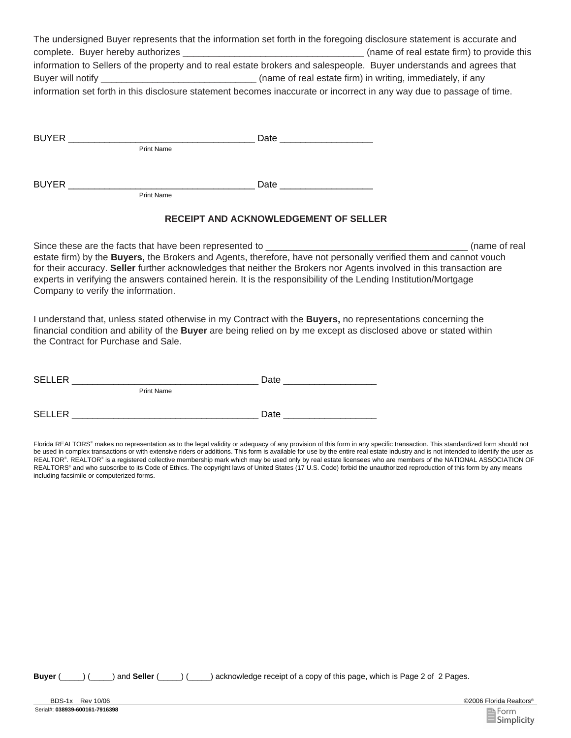The undersigned Buyer represents that the information set forth in the foregoing disclosure statement is accurate and complete. Buyer hereby authorizes ___________________________________ (name of real estate firm) to provide this information to Sellers of the property and to real estate brokers and salespeople. Buyer understands and agrees that Buyer will notify ______________________________ (name of real estate firm) in writing, immediately, if any information set forth in this disclosure statement becomes inaccurate or incorrect in any way due to passage of time.

BUYER ___________________________________ Date _________________
Print Name

BUYER ___________________________________ Date _________________
Print Name

**RECEIPT AND ACKNOWLEDGEMENT OF SELLER**

Since these are the facts that have been represented to ______________________________________ (name of real estate firm) by the **Buyers,** the Brokers and Agents, therefore, have not personally verified them and cannot vouch for their accuracy. **Seller** further acknowledges that neither the Brokers nor Agents involved in this transaction are experts in verifying the answers contained herein. It is the responsibility of the Lending Institution/Mortgage Company to verify the information.

I understand that, unless stated otherwise in my Contract with the **Buyers,** no representations concerning the financial condition and ability of the **Buyer** are being relied on by me except as disclosed above or stated within the Contract for Purchase and Sale.

SELLER ___________________________________ Date _________________
Print Name

SELLER ___________________________________ Date _________________

Florida REALTORS® makes no representation as to the legal validity or adequacy of any provision of this form in any specific transaction. This standardized form should not be used in complex transactions or with extensive riders or additions. This form is available for use by the entire real estate industry and is not intended to identify the user as REALTOR®. REALTOR® is a registered collective membership mark which may be used only by real estate licensees who are members of the NATIONAL ASSOCIATION OF REALTORS® and who subscribe to its Code of Ethics. The copyright laws of United States (17 U.S. Code) forbid the unauthorized reproduction of this form by any means including facsimile or computerized forms.

**Buyer** (_____) (_____) and **Seller** (_____) (_____) acknowledge receipt of a copy of this page, which is Page 2 of 2 Pages.

BDS-1x Rev 10/06 ©2006 Florida Realtors®

Serial#: **038939-600161-7916398**